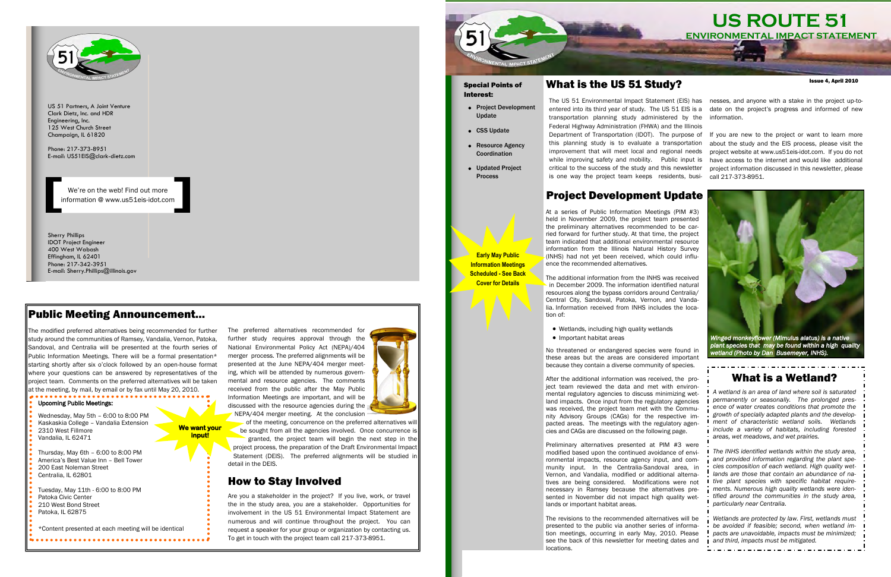US 51 Partners, A Joint Venture
Clark Dietz, Inc. and HDR
Engineering, Inc.
125 West Church Street
Champaign, IL 61820

Phone: 217-373-8951
E-mail: US51EIS@clark-dietz.com

We're on the web! Find out more information @ www.us51eis-idot.com

Sherry Phillips
IDOT Project Engineer
400 West Wabash
Effingham, IL 62401
Phone: 217-342-3951
E-mail: Sherry.Phillips@illinois.gov

## Public Meeting Announcement...

The modified preferred alternatives being recommended for further study around the communities of Ramsey, Vandalia, Vernon, Patoka, Sandoval, and Centralia will be presented at the fourth series of Public Information Meetings. There will be a formal presentation* starting shortly after six o'clock followed by an open-house format where your questions can be answered by representatives of the project team. Comments on the preferred alternatives will be taken at the meeting, by mail, by email or by fax until May 20, 2010.

**Upcoming Public Meetings:**

Wednesday, May 5th – 6:00 to 8:00 PM
Kaskaskia College – Vandalia Extension
2310 West Fillmore
Vandalia, IL 62471

Thursday, May 6th – 6:00 to 8:00 PM
America's Best Value Inn – Bell Tower
200 East Noleman Street
Centralia, IL 62801

Tuesday, May 11th - 6:00 to 8:00 PM
Patoka Civic Center
210 West Bond Street
Patoka, IL 62875

*Content presented at each meeting will be identical

**We want your input!**

The preferred alternatives recommended for further study requires approval through the National Environmental Policy Act (NEPA)/404 merger process. The preferred alignments will be presented at the June NEPA/404 merger meeting, which will be attended by numerous governmental and resource agencies. The comments received from the public after the May Public Information Meetings are important, and will be discussed with the resource agencies during the NEPA/404 merger meeting. At the conclusion of the meeting, concurrence on the preferred alternatives will be sought from all the agencies involved. Once concurrence is granted, the project team will begin the next step in the project process, the preparation of the Draft Environmental Impact Statement (DEIS). The preferred alignments will be studied in detail in the DEIS.

## How to Stay Involved

Are you a stakeholder in the project? If you live, work, or travel the in the study area, you are a stakeholder. Opportunities for involvement in the US 51 Environmental Impact Statement are numerous and will continue throughout the project. You can request a speaker for your group or organization by contacting us. To get in touch with the project team call 217-373-8951.

# US ROUTE 51
## ENVIRONMENTAL IMPACT STATEMENT

Issue 4, April 2010

**Special Points of Interest:**

- Project Development Update
- CSS Update
- Resource Agency Coordination
- Updated Project Process

**Early May Public Information Meetings Scheduled - See Back Cover for Details**

## What is the US 51 Study?

The US 51 Environmental Impact Statement (EIS) has entered into its third year of study. The US 51 EIS is a transportation planning study administered by the Federal Highway Administration (FHWA) and the Illinois Department of Transportation (IDOT). The purpose of this planning study is to evaluate a transportation improvement that will meet local and regional needs while improving safety and mobility. Public input is critical to the success of the study and this newsletter is one way the project team keeps residents, businesses, and anyone with a stake in the project up-to-date on the project's progress and informed of new information.

If you are new to the project or want to learn more about the study and the EIS process, please visit the project website at www.us51eis-idot.com. If you do not have access to the internet and would like additional project information discussed in this newsletter, please call 217-373-8951.

## Project Development Update

At a series of Public Information Meetings (PIM #3) held in November 2009, the project team presented the preliminary alternatives recommended to be carried forward for further study. At that time, the project team indicated that additional environmental resource information from the Illinois Natural History Survey (INHS) had not yet been received, which could influence the recommended alternatives.

The additional information from the INHS was received in December 2009. The information identified natural resources along the bypass corridors around Centralia/Central City, Sandoval, Patoka, Vernon, and Vandalia. Information received from INHS includes the location of:

- Wetlands, including high quality wetlands
- Important habitat areas

No threatened or endangered species were found in these areas but the areas are considered important because they contain a diverse community of species.

After the additional information was received, the project team reviewed the data and met with environmental regulatory agencies to discuss minimizing wetland impacts. Once input from the regulatory agencies was received, the project team met with the Community Advisory Groups (CAGs) for the respective impacted areas. The meetings with the regulatory agencies and CAGs are discussed on the following page.

Preliminary alternatives presented at PIM #3 were modified based upon the continued avoidance of environmental impacts, resource agency input, and community input. In the Centralia-Sandoval area, in Vernon, and Vandalia, modified or additional alternatives are being considered. Modifications were not necessary in Ramsey because the alternatives presented in November did not impact high quality wetlands or important habitat areas.

The revisions to the recommended alternatives will be presented to the public via another series of information meetings, occurring in early May, 2010. Please see the back of this newsletter for meeting dates and locations.

*Winged monkeyflower (Mimulus alatus) is a native plant species that may be found within a high quality wetland (Photo by Dan Busemeyer, INHS).*

## What is a Wetland?

*A wetland is an area of land where soil is saturated permanently or seasonally. The prolonged presence of water creates conditions that promote the growth of specially adapted plants and the development of characteristic wetland soils. Wetlands include a variety of habitats, including forested areas, wet meadows, and wet prairies.*

*The INHS identified wetlands within the study area, and provided information regarding the plant species composition of each wetland. High quality wetlands are those that contain an abundance of native plant species with specific habitat requirements. Numerous high quality wetlands were identified around the communities in the study area, particularly near Centralia.*

*Wetlands are protected by law. First, wetlands must be avoided if feasible; second, when wetland impacts are unavoidable, impacts must be minimized; and third, impacts must be mitigated.*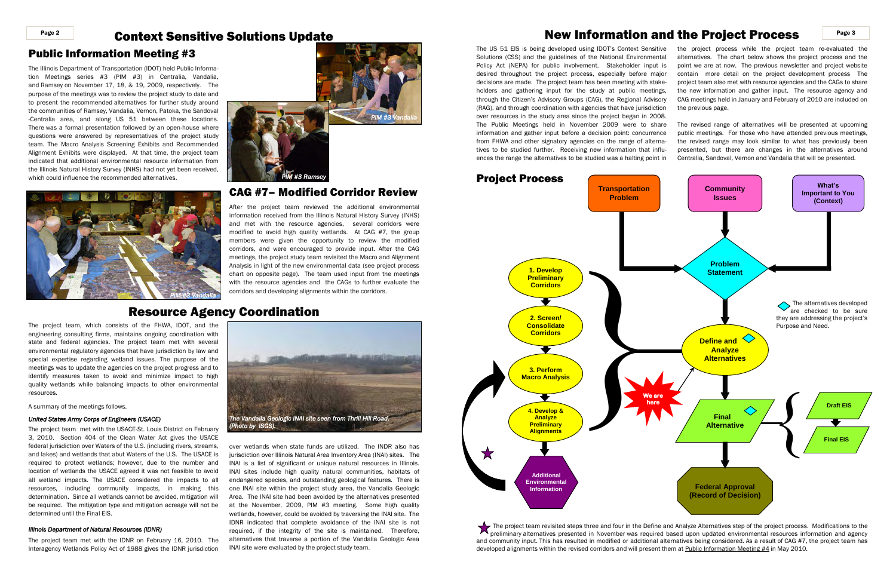# Context Sensitive Solutions Update

## Public Information Meeting #3

The Illinois Department of Transportation (IDOT) held Public Information Meetings series #3 (PIM #3) in Centralia, Vandalia, and Ramsey on November 17, 18, & 19, 2009, respectively. The purpose of the meetings was to review the project study to date and to present the recommended alternatives for further study around the communities of Ramsey, Vandalia, Vernon, Patoka, the Sandoval-Centralia area, and along US 51 between these locations. There was a formal presentation followed by an open-house where questions were answered by representatives of the project study team. The Macro Analysis Screening Exhibits and Recommended Alignment Exhibits were displayed. At that time, the project team indicated that additional environmental resource information from the Illinois Natural History Survey (INHS) had not yet been received, which could influence the recommended alternatives.

PIM #3 Vandalia

PIM #3 Ramsey

PIM #3 Vandalia

## CAG #7– Modified Corridor Review

After the project team reviewed the additional environmental information received from the Illinois Natural History Survey (INHS) and met with the resource agencies, several corridors were modified to avoid high quality wetlands. At CAG #7, the group members were given the opportunity to review the modified corridors, and were encouraged to provide input. After the CAG meetings, the project study team revisited the Macro and Alignment Analysis in light of the new environmental data (see project process chart on opposite page). The team used input from the meetings with the resource agencies and the CAGs to further evaluate the corridors and developing alignments within the corridors.

# Resource Agency Coordination

The project team, which consists of the FHWA, IDOT, and the engineering consulting firms, maintains ongoing coordination with state and federal agencies. The project team met with several environmental regulatory agencies that have jurisdiction by law and special expertise regarding wetland issues. The purpose of the meetings was to update the agencies on the project progress and to identify measures taken to avoid and minimize impact to high quality wetlands while balancing impacts to other environmental resources.

A summary of the meetings follows.

*United States Army Corps of Engineers (USACE)*

The project team met with the USACE-St. Louis District on February 3, 2010. Section 404 of the Clean Water Act gives the USACE federal jurisdiction over Waters of the U.S. (including rivers, streams, and lakes) and wetlands that abut Waters of the U.S. The USACE is required to protect wetlands; however, due to the number and location of wetlands the USACE agreed it was not feasible to avoid all wetland impacts. The USACE considered the impacts to all resources, including community impacts, in making this determination. Since all wetlands cannot be avoided, mitigation will be required. The mitigation type and mitigation acreage will not be determined until the Final EIS.

*Illinois Department of Natural Resources (IDNR)*

The project team met with the IDNR on February 16, 2010. The Interagency Wetlands Policy Act of 1988 gives the IDNR jurisdiction over wetlands when state funds are utilized. The INDR also has jurisdiction over Illinois Natural Area Inventory Area (INAI) sites. The INAI is a list of significant or unique natural resources in Illinois. INAI sites include high quality natural communities, habitats of endangered species, and outstanding geological features. There is one INAI site within the project study area, the Vandalia Geologic Area. The INAI site had been avoided by the alternatives presented at the November, 2009, PIM #3 meeting. Some high quality wetlands, however, could be avoided by traversing the INAI site. The IDNR indicated that complete avoidance of the INAI site is not required, if the integrity of the site is maintained. Therefore, alternatives that traverse a portion of the Vandalia Geologic Area INAI site were evaluated by the project study team.

*The Vandalia Geologic INAI site seen from Thrill Hill Road. (Photo by ISGS).*

# New Information and the Project Process

The US 51 EIS is being developed using IDOT's Context Sensitive Solutions (CSS) and the guidelines of the National Environmental Policy Act (NEPA) for public involvement. Stakeholder input is desired throughout the project process, especially before major decisions are made. The project team has been meeting with stakeholders and gathering input for the study at public meetings, through the Citizen's Advisory Groups (CAG), the Regional Advisory (RAG), and through coordination with agencies that have jurisdiction over resources in the study area since the project began in 2008. The Public Meetings held in November 2009 were to share information and gather input before a decision point: concurrence from FHWA and other signatory agencies on the range of alternatives to be studied further. Receiving new information that influences the range the alternatives to be studied was a halting point in the project process while the project team re-evaluated the alternatives. The chart below shows the project process and the point we are at now. The previous newsletter and project website contain more detail on the project development process The project team also met with resource agencies and the CAGs to share the new information and gather input. The resource agency and CAG meetings held in January and February of 2010 are included on the previous page.

The revised range of alternatives will be presented at upcoming public meetings. For those who have attended previous meetings, the revised range may look similar to what has previously been presented, but there are changes in the alternatives around Centralia, Sandoval, Vernon and Vandalia that will be presented.

## Project Process

Transportation Problem

Community Issues

What's Important to You (Context)

Problem Statement

1. Develop Preliminary Corridors

2. Screen/ Consolidate Corridors

3. Perform Macro Analysis

4. Develop & Analyze Preliminary Alignments

Additional Environmental Information

We are here

Define and Analyze Alternatives

The alternatives developed are checked to be sure they are addressing the project's Purpose and Need.

Final Alternative

Draft EIS

Final EIS

Federal Approval (Record of Decision)

The project team revisited steps three and four in the Define and Analyze Alternatives step of the project process. Modifications to the preliminary alternatives presented in November was required based upon updated environmental resources information and agency and community input. This has resulted in modified or additional alternatives being considered. As a result of CAG #7, the project team has developed alignments within the revised corridors and will present them at Public Information Meeting #4 in May 2010.